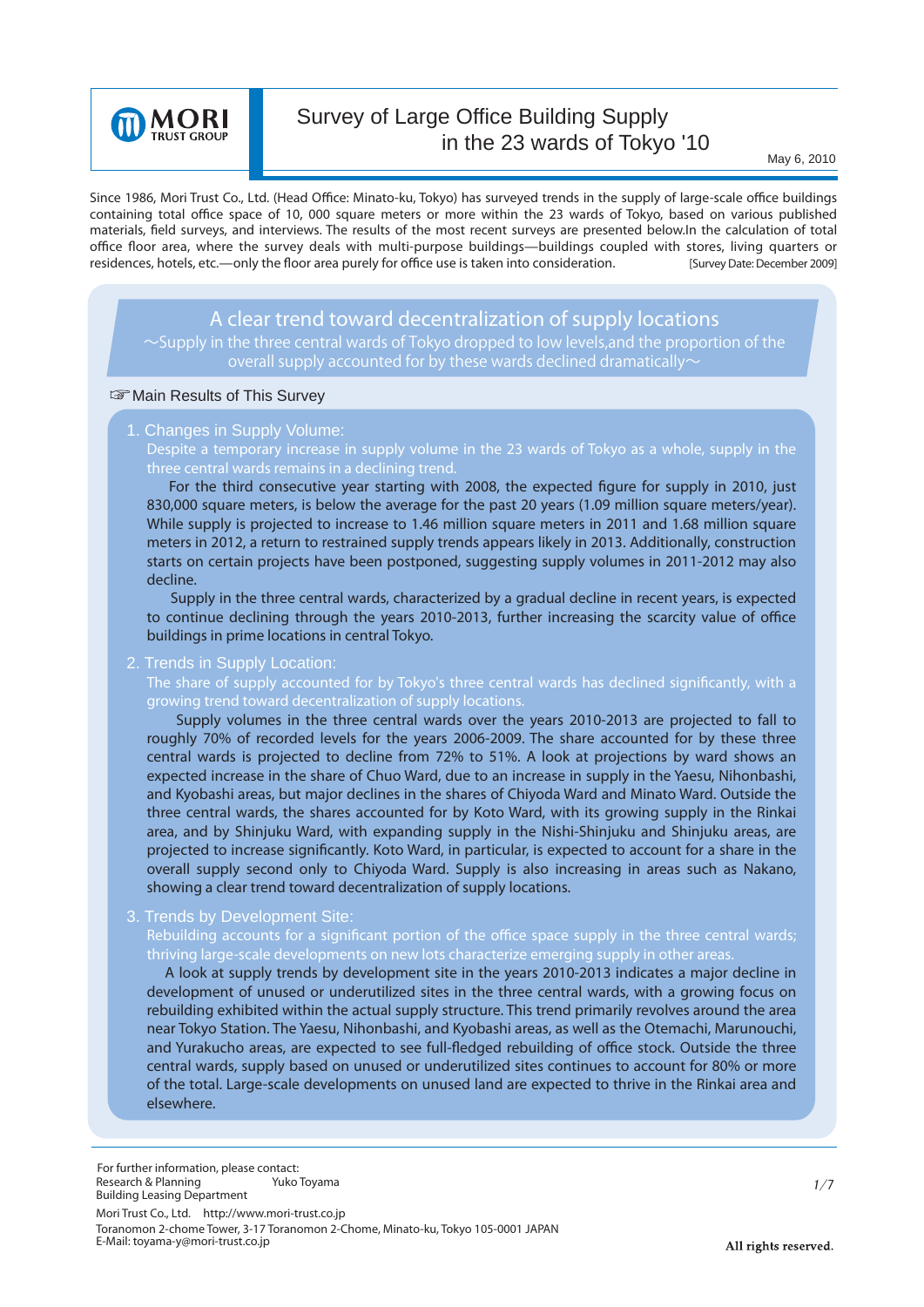MORI TRUST GROUP

# Survey of Large Office Building Supply in the 23 wards of Tokyo '10

May 6, 2010

Since 1986, Mori Trust Co., Ltd. (Head Office: Minato-ku, Tokyo) has surveyed trends in the supply of large-scale office buildings containing total office space of 10, 000 square meters or more within the 23 wards of Tokyo, based on various published materials, field surveys, and interviews. The results of the most recent surveys are presented below.In the calculation of total office floor area, where the survey deals with multi-purpose buildings—buildings coupled with stores, living quarters or residences, hotels, etc.—only the floor area purely for office use is taken into consideration. [Survey Date: December 2009]

## A clear trend toward decentralization of supply locations

～Supply in the three central wards of Tokyo dropped to low levels,and the proportion of the overall supply accounted for by these wards declined dramatically～

☞Main Results of This Survey

### 1. Changes in Supply Volume:

Despite a temporary increase in supply volume in the 23 wards of Tokyo as a whole, supply in the three central wards remains in a declining trend.

For the third consecutive year starting with 2008, the expected figure for supply in 2010, just 830,000 square meters, is below the average for the past 20 years (1.09 million square meters/year). While supply is projected to increase to 1.46 million square meters in 2011 and 1.68 million square meters in 2012, a return to restrained supply trends appears likely in 2013. Additionally, construction starts on certain projects have been postponed, suggesting supply volumes in 2011-2012 may also decline.

Supply in the three central wards, characterized by a gradual decline in recent years, is expected to continue declining through the years 2010-2013, further increasing the scarcity value of office buildings in prime locations in central Tokyo.

### 2. Trends in Supply Location:

The share of supply accounted for by Tokyo's three central wards has declined significantly, with a growing trend toward decentralization of supply locations.

Supply volumes in the three central wards over the years 2010-2013 are projected to fall to roughly 70% of recorded levels for the years 2006-2009. The share accounted for by these three central wards is projected to decline from 72% to 51%. A look at projections by ward shows an expected increase in the share of Chuo Ward, due to an increase in supply in the Yaesu, Nihonbashi, and Kyobashi areas, but major declines in the shares of Chiyoda Ward and Minato Ward. Outside the three central wards, the shares accounted for by Koto Ward, with its growing supply in the Rinkai area, and by Shinjuku Ward, with expanding supply in the Nishi-Shinjuku and Shinjuku areas, are projected to increase significantly. Koto Ward, in particular, is expected to account for a share in the overall supply second only to Chiyoda Ward. Supply is also increasing in areas such as Nakano, showing a clear trend toward decentralization of supply locations.

### 3. Trends by Development Site:

Rebuilding accounts for a significant portion of the office space supply in the three central wards; thriving large-scale developments on new lots characterize emerging supply in other areas.

A look at supply trends by development site in the years 2010-2013 indicates a major decline in development of unused or underutilized sites in the three central wards, with a growing focus on rebuilding exhibited within the actual supply structure. This trend primarily revolves around the area near Tokyo Station. The Yaesu, Nihonbashi, and Kyobashi areas, as well as the Otemachi, Marunouchi, and Yurakucho areas, are expected to see full-fledged rebuilding of office stock. Outside the three central wards, supply based on unused or underutilized sites continues to account for 80% or more of the total. Large-scale developments on unused land are expected to thrive in the Rinkai area and elsewhere.

For further information, please contact:
Research & Planning Building Leasing Department Yuko Toyama
Mori Trust Co., Ltd. http://www.mori-trust.co.jp
Toranomon 2-chome Tower, 3-17 Toranomon 2-Chome, Minato-ku, Tokyo 105-0001 JAPAN
E-Mail: toyama-y@mori-trust.co.jp

All rights reserved.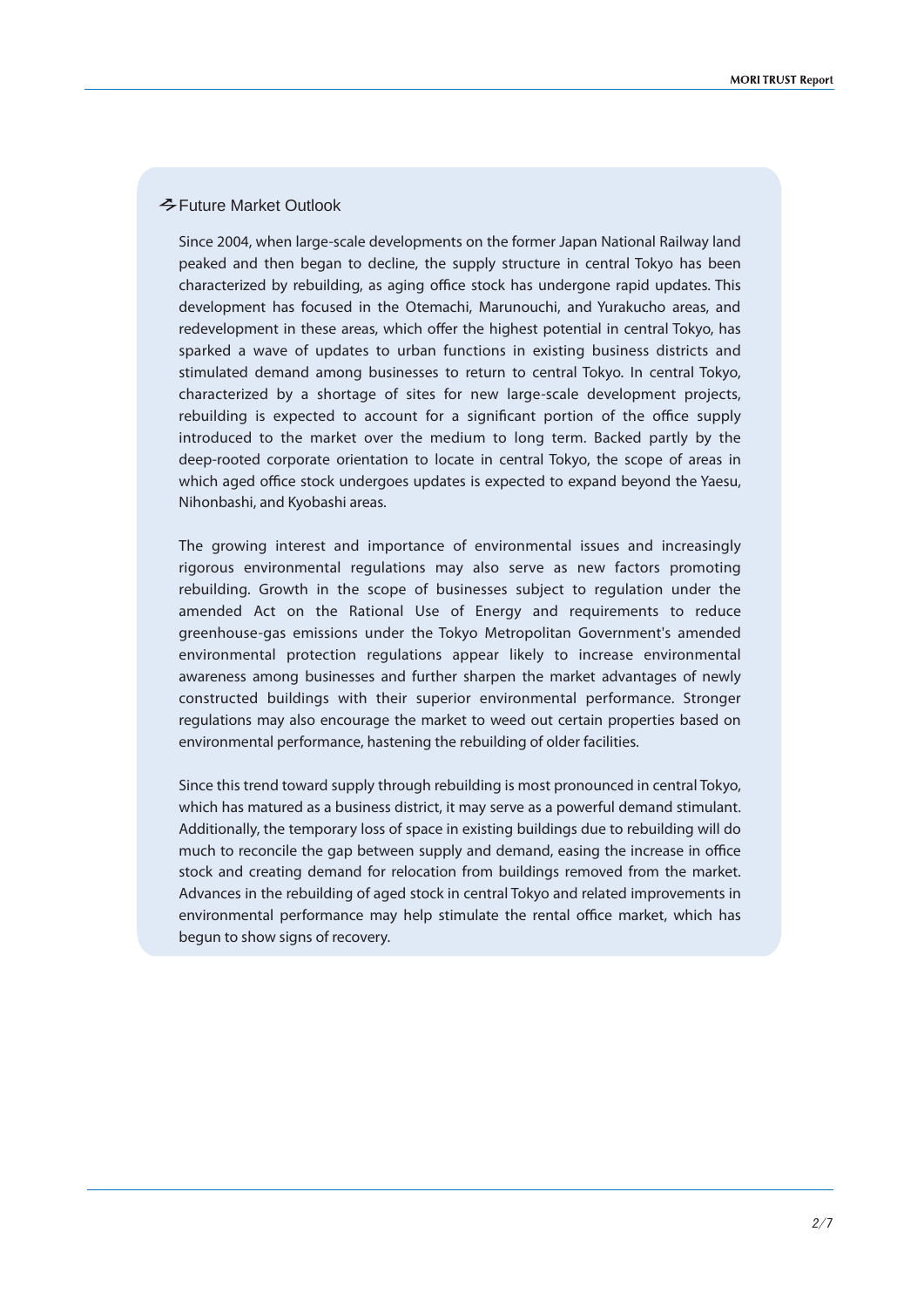## Future Market Outlook

Since 2004, when large-scale developments on the former Japan National Railway land peaked and then began to decline, the supply structure in central Tokyo has been characterized by rebuilding, as aging office stock has undergone rapid updates. This development has focused in the Otemachi, Marunouchi, and Yurakucho areas, and redevelopment in these areas, which offer the highest potential in central Tokyo, has sparked a wave of updates to urban functions in existing business districts and stimulated demand among businesses to return to central Tokyo. In central Tokyo, characterized by a shortage of sites for new large-scale development projects, rebuilding is expected to account for a significant portion of the office supply introduced to the market over the medium to long term. Backed partly by the deep-rooted corporate orientation to locate in central Tokyo, the scope of areas in which aged office stock undergoes updates is expected to expand beyond the Yaesu, Nihonbashi, and Kyobashi areas.

The growing interest and importance of environmental issues and increasingly rigorous environmental regulations may also serve as new factors promoting rebuilding. Growth in the scope of businesses subject to regulation under the amended Act on the Rational Use of Energy and requirements to reduce greenhouse-gas emissions under the Tokyo Metropolitan Government's amended environmental protection regulations appear likely to increase environmental awareness among businesses and further sharpen the market advantages of newly constructed buildings with their superior environmental performance. Stronger regulations may also encourage the market to weed out certain properties based on environmental performance, hastening the rebuilding of older facilities.

Since this trend toward supply through rebuilding is most pronounced in central Tokyo, which has matured as a business district, it may serve as a powerful demand stimulant. Additionally, the temporary loss of space in existing buildings due to rebuilding will do much to reconcile the gap between supply and demand, easing the increase in office stock and creating demand for relocation from buildings removed from the market. Advances in the rebuilding of aged stock in central Tokyo and related improvements in environmental performance may help stimulate the rental office market, which has begun to show signs of recovery.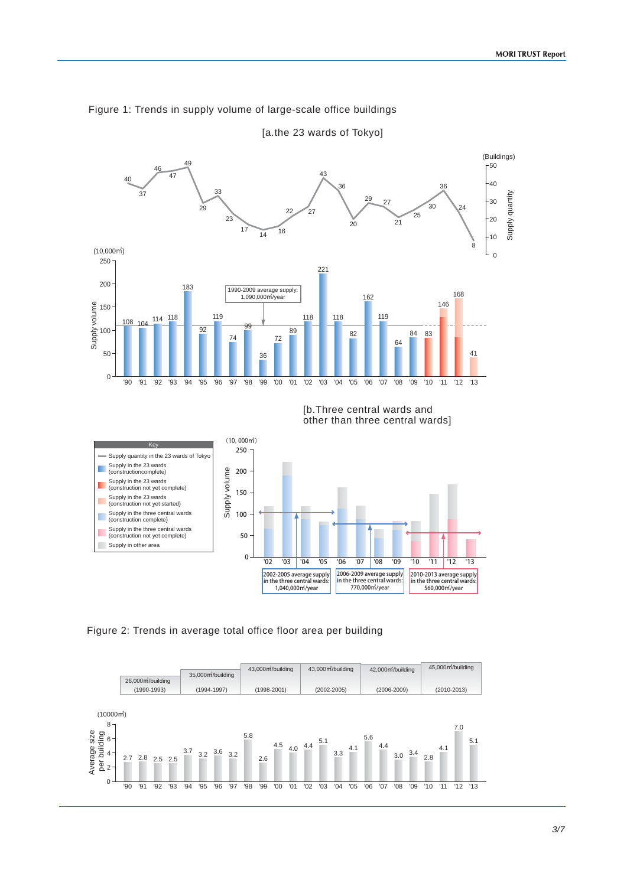Figure 1: Trends in supply volume of large-scale office buildings

[a.the 23 wards of Tokyo]

| Year | '90 | '91 | '92 | '93 | '94 | '95 | '96 | '97 | '98 | '99 | '00 | '01 | '02 | '03 | '04 | '05 | '06 | '07 | '08 | '09 | '10 | '11 | '12 | '13 |
|---|---|---|---|---|---|---|---|---|---|---|---|---|---|---|---|---|---|---|---|---|---|---|---|---|
| Supply quantity (Buildings) | 40 | 37 | 46 | 47 | 49 | 29 | 33 | 23 | 17 | 14 | 16 | 22 | 27 | 43 | 36 | 20 | 29 | 27 | 21 | 25 | 30 | 36 | 24 | 8 |
| Supply volume (10,000㎡) | 108 | 104 | 114 | 118 | 183 | 92 | 119 | 74 | 99 | 36 | 72 | 89 | 118 | 221 | 118 | 82 | 162 | 119 | 64 | 84 | 83 | 146 | 168 | 41 |

1990-2009 average supply: 1,090,000㎡/year

[b.Three central wards and other than three central wards]

Key
- Supply quantity in the 23 wards of Tokyo
- Supply in the 23 wards (constructioncomplete)
- Supply in the 23 wards (construction not yet complete)
- Supply in the 23 wards (construction not yet started)
- Supply in the three central wards (construction complete)
- Supply in the three central wards (construction not yet complete)
- Supply in other area

2002-2005 average supply in the three central wards: 1,040,000㎡/year

2006-2009 average supply in the three central wards: 770,000㎡/year

2010-2013 average supply in the three central wards: 560,000㎡/year

Figure 2: Trends in average total office floor area per building

| 26,000㎡/building | 35,000㎡/building | 43,000㎡/building | 43,000㎡/building | 42,000㎡/building | 45,000㎡/building |
|---|---|---|---|---|---|
| (1990-1993) | (1994-1997) | (1998-2001) | (2002-2005) | (2006-2009) | (2010-2013) |

| Year | '90 | '91 | '92 | '93 | '94 | '95 | '96 | '97 | '98 | '99 | '00 | '01 | '02 | '03 | '04 | '05 | '06 | '07 | '08 | '09 | '10 | '11 | '12 | '13 |
|---|---|---|---|---|---|---|---|---|---|---|---|---|---|---|---|---|---|---|---|---|---|---|---|---|
| Average size per building (10000㎡) | 2.7 | 2.8 | 2.5 | 2.5 | 3.7 | 3.2 | 3.6 | 3.2 | 5.8 | 2.6 | 4.5 | 4.0 | 4.4 | 5.1 | 3.3 | 4.1 | 5.6 | 4.4 | 3.0 | 3.4 | 2.8 | 4.1 | 7.0 | 5.1 |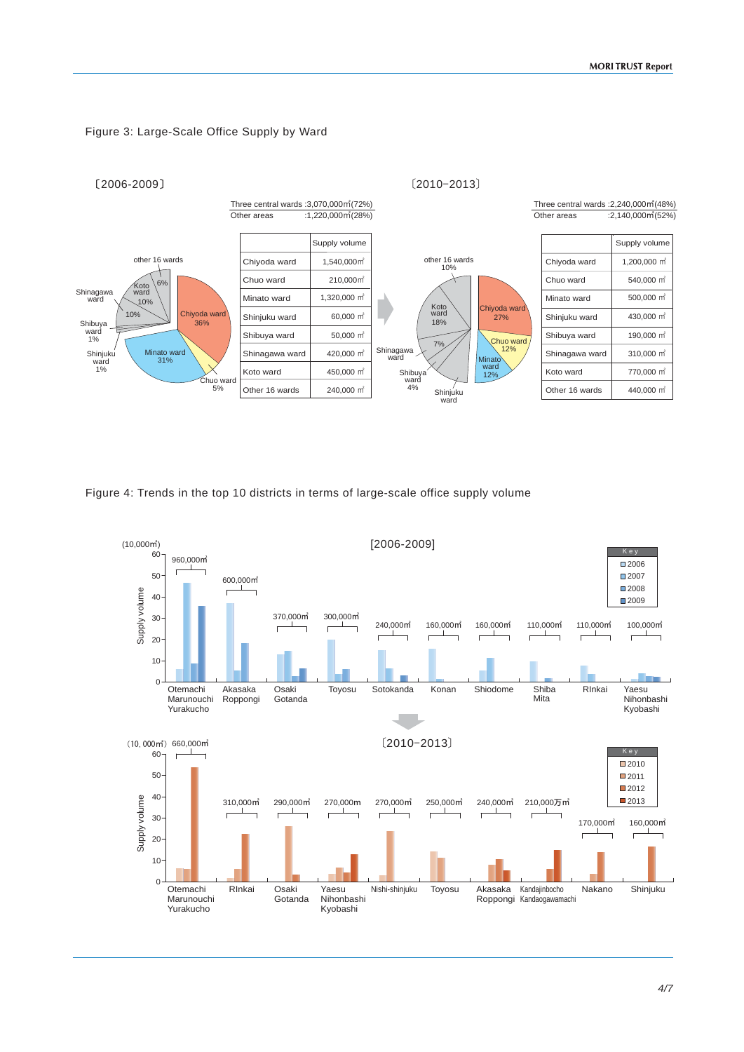## Figure 3: Large-Scale Office Supply by Ward

〔2006-2009〕

Three central wards :3,070,000㎡(72%)
Other areas :1,220,000㎡(28%)

|  | Supply volume |
|---|---|
| Chiyoda ward | 1,540,000㎡ |
| Chuo ward | 210,000㎡ |
| Minato ward | 1,320,000 ㎡ |
| Shinjuku ward | 60,000 ㎡ |
| Shibuya ward | 50,000 ㎡ |
| Shinagawa ward | 420,000 ㎡ |
| Koto ward | 450,000 ㎡ |
| Other 16 wards | 240,000 ㎡ |

〔2010−2013〕

Three central wards :2,240,000㎡(48%)
Other areas :2,140,000㎡(52%)

|  | Supply volume |
|---|---|
| Chiyoda ward | 1,200,000 ㎡ |
| Chuo ward | 540,000 ㎡ |
| Minato ward | 500,000 ㎡ |
| Shinjuku ward | 430,000 ㎡ |
| Shibuya ward | 190,000 ㎡ |
| Shinagawa ward | 310,000 ㎡ |
| Koto ward | 770,000 ㎡ |
| Other 16 wards | 440,000 ㎡ |

## Figure 4: Trends in the top 10 districts in terms of large-scale office supply volume

[2006-2009]

| District | Total supply volume |
|---|---|
| Otemachi Marunouchi Yurakucho | 960,000㎡ |
| Akasaka Roppongi | 600,000㎡ |
| Osaki Gotanda | 370,000㎡ |
| Toyosu | 300,000㎡ |
| Sotokanda | 240,000㎡ |
| Konan | 160,000㎡ |
| Shiodome | 160,000㎡ |
| Shiba Mita | 110,000㎡ |
| RInkai | 110,000㎡ |
| Yaesu Nihonbashi Kyobashi | 100,000㎡ |

〔2010−2013〕

| District | Total supply volume |
|---|---|
| Otemachi Marunouchi Yurakucho | 660,000㎡ |
| RInkai | 310,000㎡ |
| Osaki Gotanda | 290,000㎡ |
| Yaesu Nihonbashi Kyobashi | 270,000m |
| Nishi-shinjuku | 270,000㎡ |
| Toyosu | 250,000㎡ |
| Akasaka Roppongi | 240,000㎡ |
| Kandajinbocho Kandaogawamachi | 210,000万㎡ |
| Nakano | 170,000㎡ |
| Shinjuku | 160,000㎡ |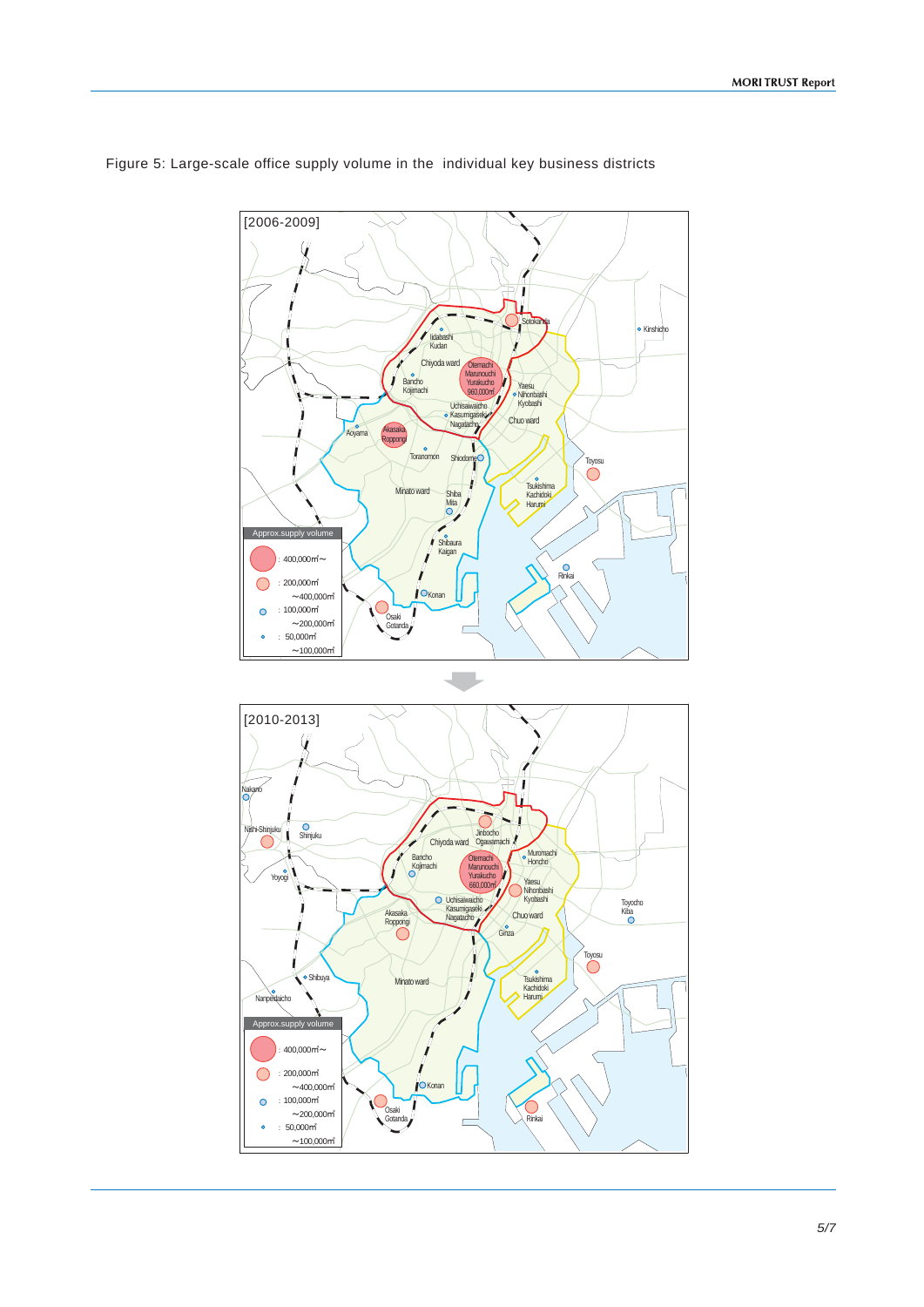Figure 5: Large-scale office supply volume in the individual key business districts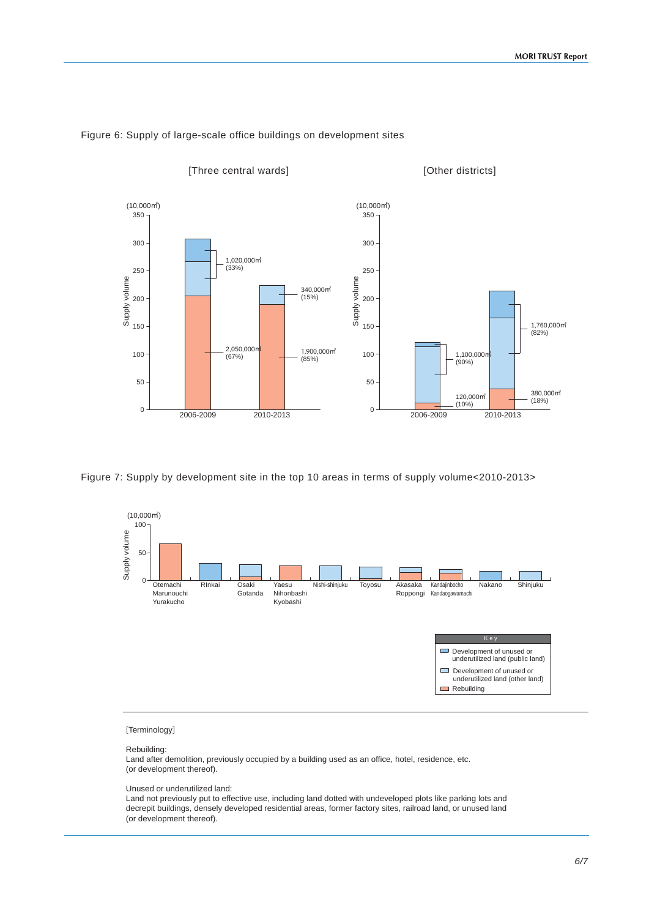Figure 6: Supply of large-scale office buildings on development sites

[Three central wards]

(10,000㎡)

| Supply volume | 2006-2009 | 2010-2013 |
|---|---|---|
| Development of unused or underutilized land | 1,020,000㎡ (33%) | 340,000㎡ (15%) |
| Rebuilding | 2,050,000㎡ (67%) | 1,900,000㎡ (85%) |

[Other districts]

(10,000㎡)

| Supply volume | 2006-2009 | 2010-2013 |
|---|---|---|
| Development of unused or underutilized land | 1,100,000㎡ (90%) | 1,760,000㎡ (82%) |
| Rebuilding | 120,000㎡ (10%) | 380,000㎡ (18%) |

Figure 7: Supply by development site in the top 10 areas in terms of supply volume<2010-2013>

(10,000㎡) Supply volume

Otemachi Marunouchi Yurakucho / RInkai / Osaki Gotanda / Yaesu Nihonbashi Kyobashi / Nishi-shinjuku / Toyosu / Akasaka Roppongi / Kandajinbocho Kandaogawamachi / Nakano / Shinjuku

Key
- Development of unused or underutilized land (public land)
- Development of unused or underutilized land (other land)
- Rebuilding

[Terminology]

Rebuilding:
Land after demolition, previously occupied by a building used as an office, hotel, residence, etc. (or development thereof).

Unused or underutilized land:
Land not previously put to effective use, including land dotted with undeveloped plots like parking lots and decrepit buildings, densely developed residential areas, former factory sites, railroad land, or unused land (or development thereof).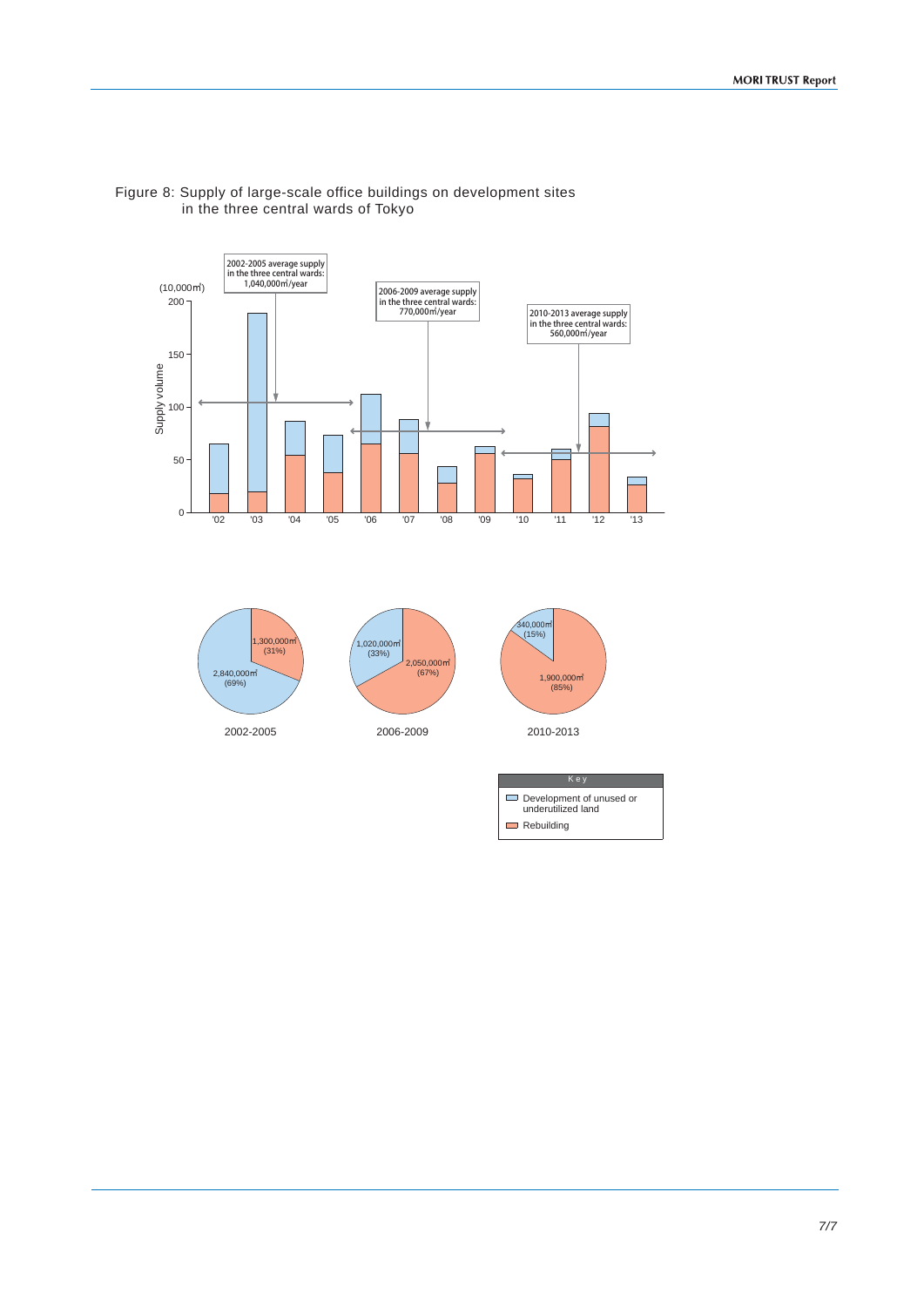Figure 8: Supply of large-scale office buildings on development sites in the three central wards of Tokyo

(10,000㎡)

Supply volume

200

150

100

50

0

'02 '03 '04 '05 '06 '07 '08 '09 '10 '11 '12 '13

2002-2005 average supply in the three central wards: 1,040,000㎡/year

2006-2009 average supply in the three central wards: 770,000㎡/year

2010-2013 average supply in the three central wards: 560,000㎡/year

1,300,000㎡ (31%)

2,840,000㎡ (69%)

2002-2005

1,020,000㎡ (33%)

2,050,000㎡ (67%)

2006-2009

340,000㎡ (15%)

1,900,000㎡ (85%)

2010-2013

Key

Development of unused or underutilized land

Rebuilding